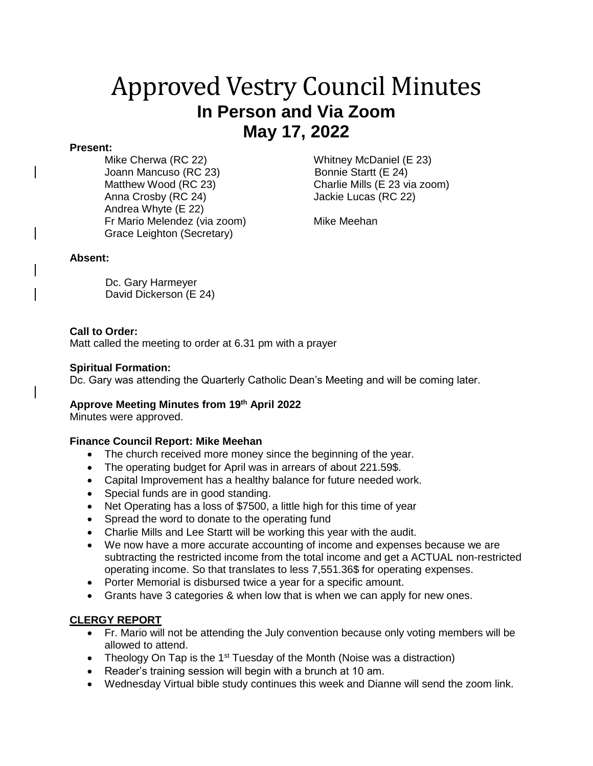# Approved Vestry Council Minutes

## In Person and Via Zoom

## May 17, 2022

**Present:**

Mike Cherwa (RC 22)
Joann Mancuso (RC 23)
Matthew Wood (RC 23)
Anna Crosby (RC 24)
Andrea Whyte (E 22)
Fr Mario Melendez (via zoom)
Grace Leighton (Secretary)
Whitney McDaniel (E 23)
Bonnie Startt (E 24)
Charlie Mills (E 23 via zoom)
Jackie Lucas (RC 22)
Mike Meehan

**Absent:**

Dc. Gary Harmeyer
David Dickerson (E 24)

**Call to Order:**
Matt called the meeting to order at 6.31 pm with a prayer

**Spiritual Formation:**
Dc. Gary was attending the Quarterly Catholic Dean's Meeting and will be coming later.

**Approve Meeting Minutes from 19th April 2022**
Minutes were approved.

**Finance Council Report: Mike Meehan**

- The church received more money since the beginning of the year.
- The operating budget for April was in arrears of about 221.59$.
- Capital Improvement has a healthy balance for future needed work.
- Special funds are in good standing.
- Net Operating has a loss of $7500, a little high for this time of year
- Spread the word to donate to the operating fund
- Charlie Mills and Lee Startt will be working this year with the audit.
- We now have a more accurate accounting of income and expenses because we are subtracting the restricted income from the total income and get a ACTUAL non-restricted operating income. So that translates to less 7,551.36$ for operating expenses.
- Porter Memorial is disbursed twice a year for a specific amount.
- Grants have 3 categories & when low that is when we can apply for new ones.

**CLERGY REPORT**

- Fr. Mario will not be attending the July convention because only voting members will be allowed to attend.
- Theology On Tap is the 1st Tuesday of the Month (Noise was a distraction)
- Reader's training session will begin with a brunch at 10 am.
- Wednesday Virtual bible study continues this week and Dianne will send the zoom link.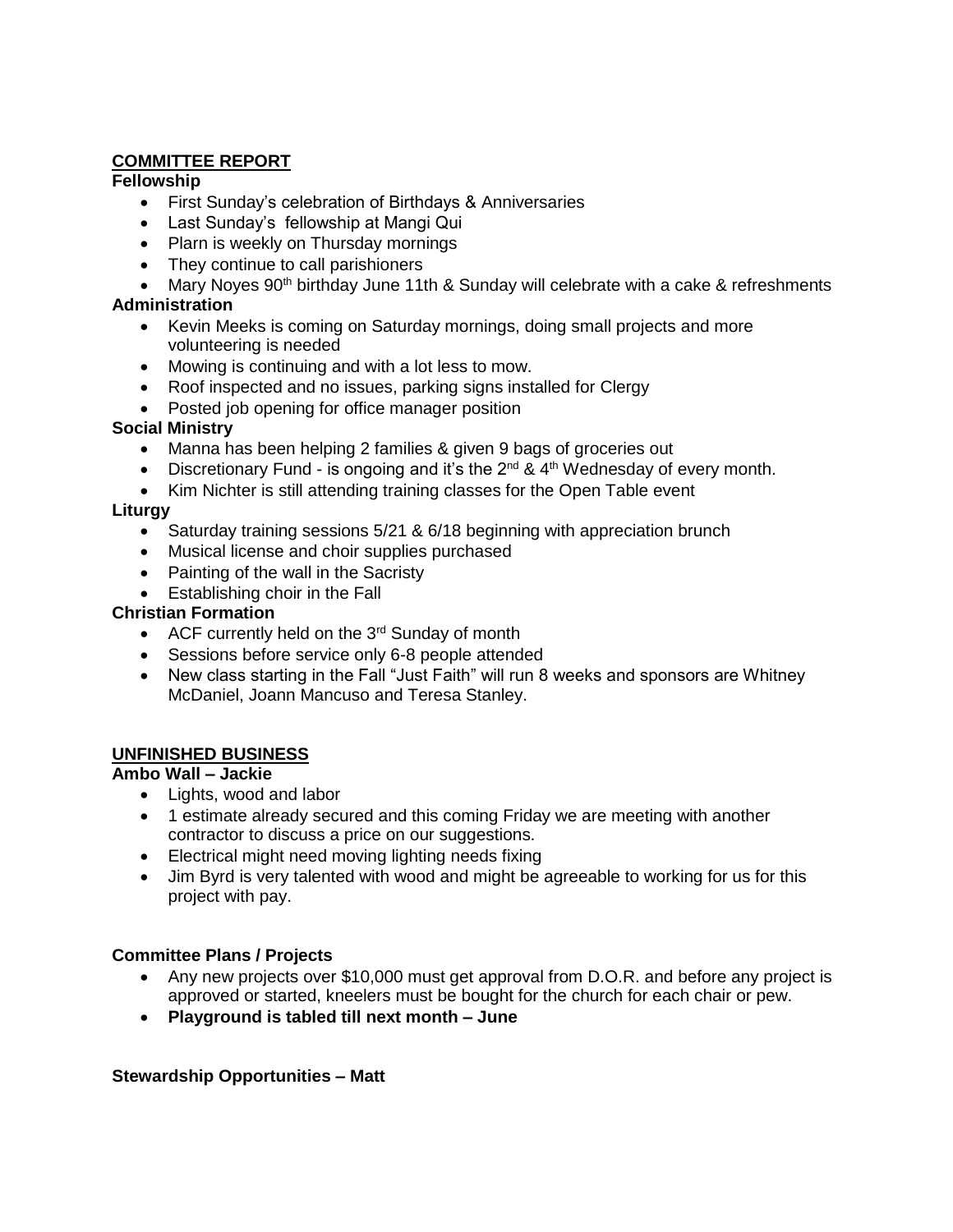## COMMITTEE REPORT

**Fellowship**

- First Sunday's celebration of Birthdays & Anniversaries
- Last Sunday's fellowship at Mangi Qui
- Plarn is weekly on Thursday mornings
- They continue to call parishioners
- Mary Noyes 90th birthday June 11th & Sunday will celebrate with a cake & refreshments

**Administration**

- Kevin Meeks is coming on Saturday mornings, doing small projects and more volunteering is needed
- Mowing is continuing and with a lot less to mow.
- Roof inspected and no issues, parking signs installed for Clergy
- Posted job opening for office manager position

**Social Ministry**

- Manna has been helping 2 families & given 9 bags of groceries out
- Discretionary Fund - is ongoing and it's the 2nd & 4th Wednesday of every month.
- Kim Nichter is still attending training classes for the Open Table event

**Liturgy**

- Saturday training sessions 5/21 & 6/18 beginning with appreciation brunch
- Musical license and choir supplies purchased
- Painting of the wall in the Sacristy
- Establishing choir in the Fall

**Christian Formation**

- ACF currently held on the 3rd Sunday of month
- Sessions before service only 6-8 people attended
- New class starting in the Fall "Just Faith" will run 8 weeks and sponsors are Whitney McDaniel, Joann Mancuso and Teresa Stanley.

## UNFINISHED BUSINESS

**Ambo Wall – Jackie**

- Lights, wood and labor
- 1 estimate already secured and this coming Friday we are meeting with another contractor to discuss a price on our suggestions.
- Electrical might need moving lighting needs fixing
- Jim Byrd is very talented with wood and might be agreeable to working for us for this project with pay.

**Committee Plans / Projects**

- Any new projects over $10,000 must get approval from D.O.R. and before any project is approved or started, kneelers must be bought for the church for each chair or pew.
- **Playground is tabled till next month – June**

**Stewardship Opportunities – Matt**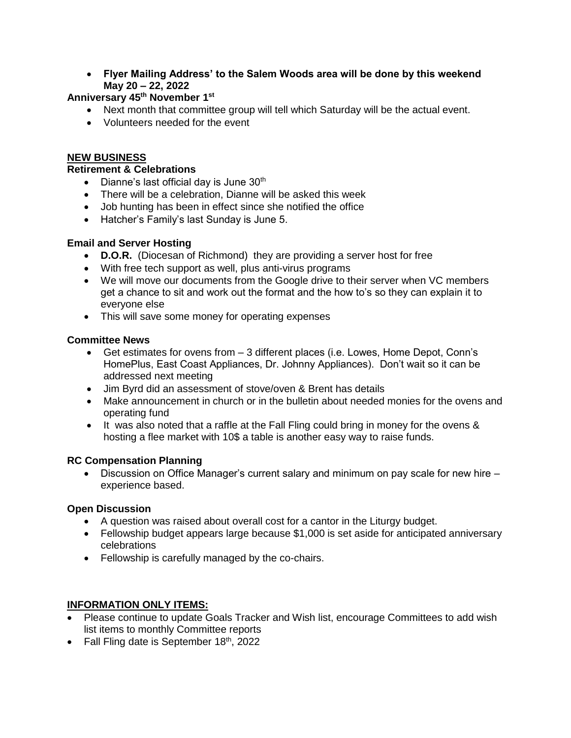- **Flyer Mailing Address' to the Salem Woods area will be done by this weekend May 20 – 22, 2022**

**Anniversary 45th November 1st**

- Next month that committee group will tell which Saturday will be the actual event.
- Volunteers needed for the event

## NEW BUSINESS

**Retirement & Celebrations**

- Dianne's last official day is June 30th
- There will be a celebration, Dianne will be asked this week
- Job hunting has been in effect since she notified the office
- Hatcher's Family's last Sunday is June 5.

**Email and Server Hosting**

- **D.O.R.** (Diocesan of Richmond) they are providing a server host for free
- With free tech support as well, plus anti-virus programs
- We will move our documents from the Google drive to their server when VC members get a chance to sit and work out the format and the how to's so they can explain it to everyone else
- This will save some money for operating expenses

**Committee News**

- Get estimates for ovens from – 3 different places (i.e. Lowes, Home Depot, Conn's HomePlus, East Coast Appliances, Dr. Johnny Appliances). Don't wait so it can be addressed next meeting
- Jim Byrd did an assessment of stove/oven & Brent has details
- Make announcement in church or in the bulletin about needed monies for the ovens and operating fund
- It was also noted that a raffle at the Fall Fling could bring in money for the ovens & hosting a flee market with 10$ a table is another easy way to raise funds.

**RC Compensation Planning**

- Discussion on Office Manager's current salary and minimum on pay scale for new hire – experience based.

**Open Discussion**

- A question was raised about overall cost for a cantor in the Liturgy budget.
- Fellowship budget appears large because $1,000 is set aside for anticipated anniversary celebrations
- Fellowship is carefully managed by the co-chairs.

## INFORMATION ONLY ITEMS:

- Please continue to update Goals Tracker and Wish list, encourage Committees to add wish list items to monthly Committee reports
- Fall Fling date is September 18th, 2022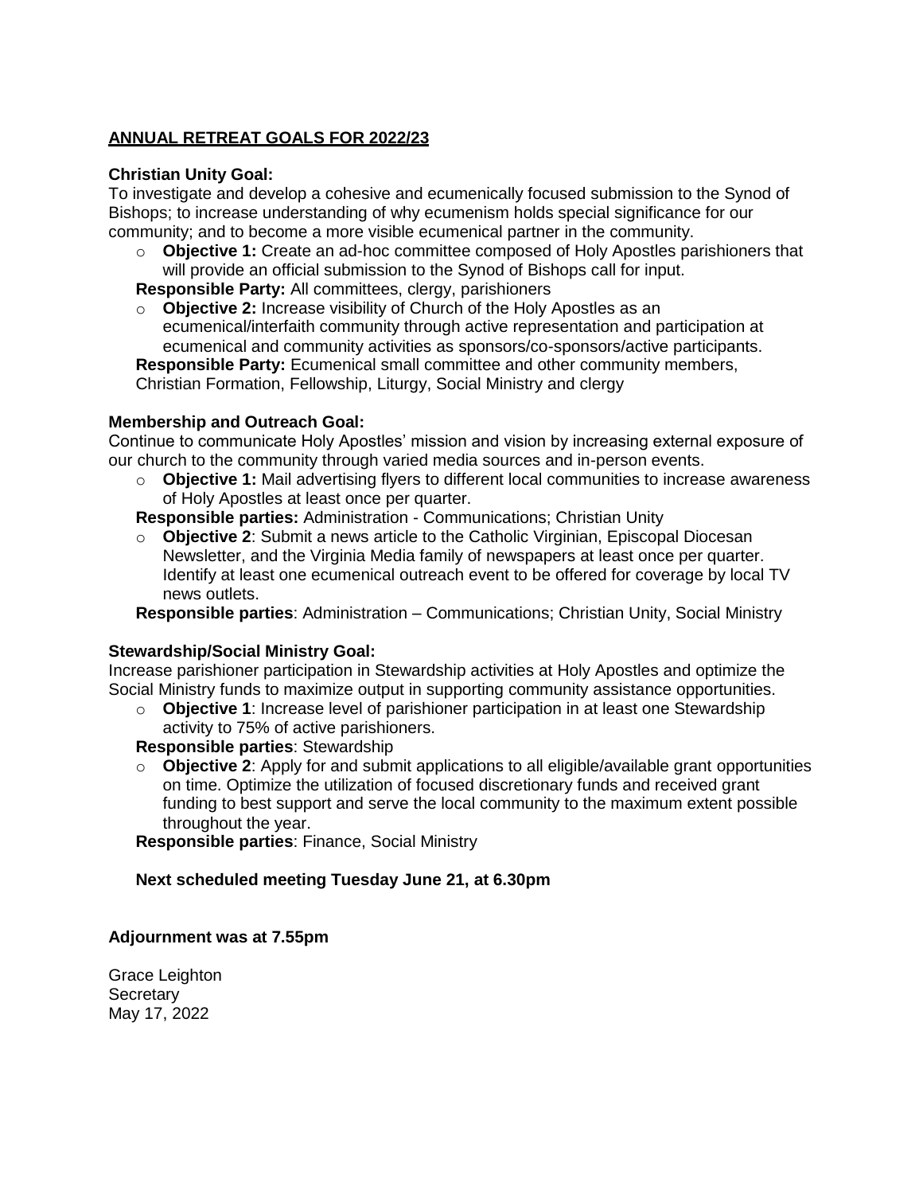## ANNUAL RETREAT GOALS FOR 2022/23

**Christian Unity Goal:**
To investigate and develop a cohesive and ecumenically focused submission to the Synod of Bishops; to increase understanding of why ecumenism holds special significance for our community; and to become a more visible ecumenical partner in the community.

- **Objective 1:** Create an ad-hoc committee composed of Holy Apostles parishioners that will provide an official submission to the Synod of Bishops call for input.

  **Responsible Party:** All committees, clergy, parishioners

- **Objective 2:** Increase visibility of Church of the Holy Apostles as an ecumenical/interfaith community through active representation and participation at ecumenical and community activities as sponsors/co-sponsors/active participants.

  **Responsible Party:** Ecumenical small committee and other community members, Christian Formation, Fellowship, Liturgy, Social Ministry and clergy

**Membership and Outreach Goal:**
Continue to communicate Holy Apostles' mission and vision by increasing external exposure of our church to the community through varied media sources and in-person events.

- **Objective 1:** Mail advertising flyers to different local communities to increase awareness of Holy Apostles at least once per quarter.

  **Responsible parties:** Administration - Communications; Christian Unity

- **Objective 2**: Submit a news article to the Catholic Virginian, Episcopal Diocesan Newsletter, and the Virginia Media family of newspapers at least once per quarter. Identify at least one ecumenical outreach event to be offered for coverage by local TV news outlets.

  **Responsible parties**: Administration – Communications; Christian Unity, Social Ministry

**Stewardship/Social Ministry Goal:**
Increase parishioner participation in Stewardship activities at Holy Apostles and optimize the Social Ministry funds to maximize output in supporting community assistance opportunities.

- **Objective 1**: Increase level of parishioner participation in at least one Stewardship activity to 75% of active parishioners.

  **Responsible parties**: Stewardship

- **Objective 2**: Apply for and submit applications to all eligible/available grant opportunities on time. Optimize the utilization of focused discretionary funds and received grant funding to best support and serve the local community to the maximum extent possible throughout the year.

  **Responsible parties**: Finance, Social Ministry

**Next scheduled meeting Tuesday June 21, at 6.30pm**

**Adjournment was at 7.55pm**

Grace Leighton
Secretary
May 17, 2022